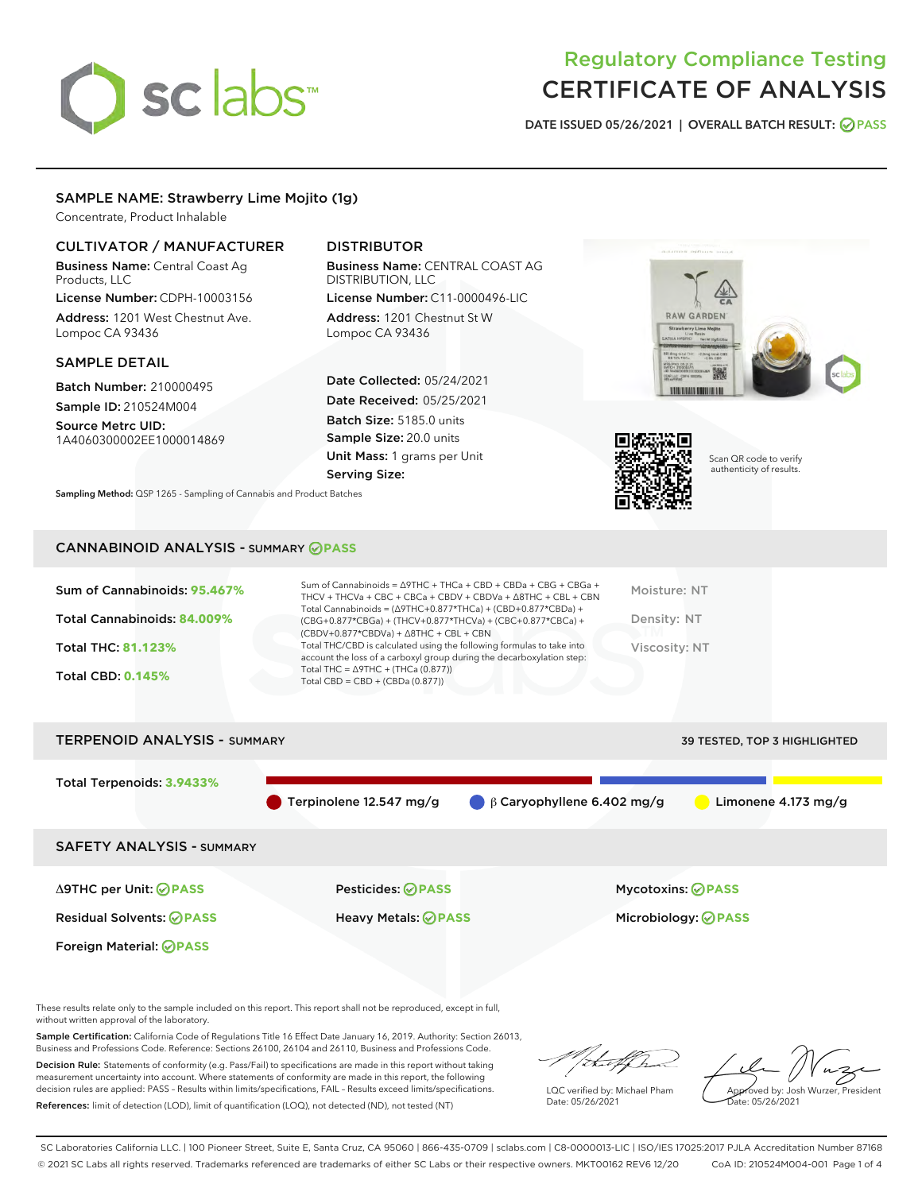# Regulatory Compliance Testing
# CERTIFICATE OF ANALYSIS

DATE ISSUED 05/26/2021 | OVERALL BATCH RESULT: PASS

## SAMPLE NAME: Strawberry Lime Mojito (1g)

Concentrate, Product Inhalable

### CULTIVATOR / MANUFACTURER

**Business Name:** Central Coast Ag Products, LLC

**License Number:** CDPH-10003156

**Address:** 1201 West Chestnut Ave. Lompoc CA 93436

### DISTRIBUTOR

**Business Name:** CENTRAL COAST AG DISTRIBUTION, LLC

**License Number:** C11-0000496-LIC

**Address:** 1201 Chestnut St W Lompoc CA 93436

### SAMPLE DETAIL

**Batch Number:** 210000495

**Sample ID:** 210524M004

**Source Metrc UID:** 1A4060300002EE1000014869

**Date Collected:** 05/24/2021

**Date Received:** 05/25/2021

**Batch Size:** 5185.0 units

**Sample Size:** 20.0 units

**Unit Mass:** 1 grams per Unit

**Serving Size:**

Scan QR code to verify authenticity of results.

**Sampling Method:** QSP 1265 - Sampling of Cannabis and Product Batches

## CANNABINOID ANALYSIS - SUMMARY PASS

Sum of Cannabinoids: **95.467%**

Total Cannabinoids: **84.009%**

Total THC: **81.123%**

Total CBD: **0.145%**

Sum of Cannabinoids = Δ9THC + THCa + CBD + CBDa + CBG + CBGa + THCV + THCVa + CBC + CBCa + CBDV + CBDVa + Δ8THC + CBL + CBN

Total Cannabinoids = (Δ9THC+0.877*THCa) + (CBD+0.877*CBDa) + (CBG+0.877*CBGa) + (THCV+0.877*THCVa) + (CBC+0.877*CBCa) + (CBDV+0.877*CBDVa) + Δ8THC + CBL + CBN

Total THC/CBD is calculated using the following formulas to take into account the loss of a carboxyl group during the decarboxylation step:

Total THC = Δ9THC + (THCa (0.877))

Total CBD = CBD + (CBDa (0.877))

Moisture: NT

Density: NT

Viscosity: NT

## TERPENOID ANALYSIS - SUMMARY

39 TESTED, TOP 3 HIGHLIGHTED

Total Terpenoids: **3.9433%**

Terpinolene 12.547 mg/g | β Caryophyllene 6.402 mg/g | Limonene 4.173 mg/g

## SAFETY ANALYSIS - SUMMARY

| | | |
|---|---|---|
| Δ9THC per Unit: PASS | Pesticides: PASS | Mycotoxins: PASS |
| Residual Solvents: PASS | Heavy Metals: PASS | Microbiology: PASS |
| Foreign Material: PASS | | |

These results relate only to the sample included on this report. This report shall not be reproduced, except in full, without written approval of the laboratory.

**Sample Certification:** California Code of Regulations Title 16 Effect Date January 16, 2019. Authority: Section 26013, Business and Professions Code. Reference: Sections 26100, 26104 and 26110, Business and Professions Code.

**Decision Rule:** Statements of conformity (e.g. Pass/Fail) to specifications are made in this report without taking measurement uncertainty into account. Where statements of conformity are made in this report, the following decision rules are applied: PASS – Results within limits/specifications, FAIL – Results exceed limits/specifications.

**References:** limit of detection (LOD), limit of quantification (LOQ), not detected (ND), not tested (NT)

LQC verified by: Michael Pham
Date: 05/26/2021

Approved by: Josh Wurzer, President
Date: 05/26/2021

SC Laboratories California LLC. | 100 Pioneer Street, Suite E, Santa Cruz, CA 95060 | 866-435-0709 | sclabs.com | C8-0000013-LIC | ISO/IES 17025:2017 PJLA Accreditation Number 87168

© 2021 SC Labs all rights reserved. Trademarks referenced are trademarks of either SC Labs or their respective owners. MKT00162 REV6 12/20 CoA ID: 210524M004-001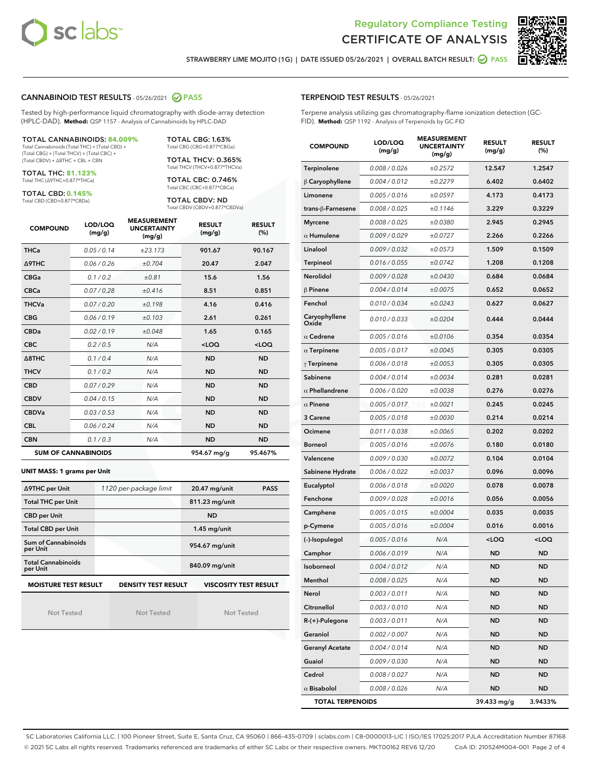## Regulatory Compliance Testing
# CERTIFICATE OF ANALYSIS

STRAWBERRY LIME MOJITO (1G) | DATE ISSUED 05/26/2021 | OVERALL BATCH RESULT: PASS

## CANNABINOID TEST RESULTS - 05/26/2021 PASS

Tested by high-performance liquid chromatography with diode-array detection (HPLC-DAD). **Method:** QSP 1157 - Analysis of Cannabinoids by HPLC-DAD

**TOTAL CANNABINOIDS: 84.009%**
Total Cannabinoids (Total THC) + (Total CBD) + (Total CBG) + (Total THCV) + (Total CBC) + (Total CBDV) + Δ8THC + CBL + CBN

**TOTAL THC: 81.123%**
Total THC (Δ9THC+0.877*THCa)

**TOTAL CBD: 0.145%**
Total CBD (CBD+0.877*CBDa)

**TOTAL CBG: 1.63%**
Total CBG (CBG+0.877*CBGa)

**TOTAL THCV: 0.365%**
Total THCV (THCV+0.877*THCVa)

**TOTAL CBC: 0.746%**
Total CBC (CBC+0.877*CBCa)

**TOTAL CBDV: ND**
Total CBDV (CBDV+0.877*CBDVa)

| COMPOUND | LOD/LOQ (mg/g) | MEASUREMENT UNCERTAINTY (mg/g) | RESULT (mg/g) | RESULT (%) |
|---|---|---|---|---|
| THCa | 0.05 / 0.14 | ±23.173 | 901.67 | 90.167 |
| Δ9THC | 0.06 / 0.26 | ±0.704 | 20.47 | 2.047 |
| CBGa | 0.1 / 0.2 | ±0.81 | 15.6 | 1.56 |
| CBCa | 0.07 / 0.28 | ±0.416 | 8.51 | 0.851 |
| THCVa | 0.07 / 0.20 | ±0.198 | 4.16 | 0.416 |
| CBG | 0.06 / 0.19 | ±0.103 | 2.61 | 0.261 |
| CBDa | 0.02 / 0.19 | ±0.048 | 1.65 | 0.165 |
| CBC | 0.2 / 0.5 | N/A | <LOQ | <LOQ |
| Δ8THC | 0.1 / 0.4 | N/A | ND | ND |
| THCV | 0.1 / 0.2 | N/A | ND | ND |
| CBD | 0.07 / 0.29 | N/A | ND | ND |
| CBDV | 0.04 / 0.15 | N/A | ND | ND |
| CBDVa | 0.03 / 0.53 | N/A | ND | ND |
| CBL | 0.06 / 0.24 | N/A | ND | ND |
| CBN | 0.1 / 0.3 | N/A | ND | ND |
| **SUM OF CANNABINOIDS** | | | 954.67 mg/g | 95.467% |

**UNIT MASS: 1 grams per Unit**

| | | | |
|---|---|---|---|
| Δ9THC per Unit | 1120 per-package limit | 20.47 mg/unit | PASS |
| Total THC per Unit | | 811.23 mg/unit | |
| CBD per Unit | | ND | |
| Total CBD per Unit | | 1.45 mg/unit | |
| Sum of Cannabinoids per Unit | | 954.67 mg/unit | |
| Total Cannabinoids per Unit | | 840.09 mg/unit | |

| MOISTURE TEST RESULT | DENSITY TEST RESULT | VISCOSITY TEST RESULT |
|---|---|---|
| Not Tested | Not Tested | Not Tested |

## TERPENOID TEST RESULTS - 05/26/2021

Terpene analysis utilizing gas chromatography-flame ionization detection (GC-FID). **Method:** QSP 1192 - Analysis of Terpenoids by GC-FID

| COMPOUND | LOD/LOQ (mg/g) | MEASUREMENT UNCERTAINTY (mg/g) | RESULT (mg/g) | RESULT (%) |
|---|---|---|---|---|
| Terpinolene | 0.008 / 0.026 | ±0.2572 | 12.547 | 1.2547 |
| β Caryophyllene | 0.004 / 0.012 | ±0.2279 | 6.402 | 0.6402 |
| Limonene | 0.005 / 0.016 | ±0.0597 | 4.173 | 0.4173 |
| trans-β-Farnesene | 0.008 / 0.025 | ±0.1146 | 3.229 | 0.3229 |
| Myrcene | 0.008 / 0.025 | ±0.0380 | 2.945 | 0.2945 |
| α Humulene | 0.009 / 0.029 | ±0.0727 | 2.266 | 0.2266 |
| Linalool | 0.009 / 0.032 | ±0.0573 | 1.509 | 0.1509 |
| Terpineol | 0.016 / 0.055 | ±0.0742 | 1.208 | 0.1208 |
| Nerolidol | 0.009 / 0.028 | ±0.0430 | 0.684 | 0.0684 |
| β Pinene | 0.004 / 0.014 | ±0.0075 | 0.652 | 0.0652 |
| Fenchol | 0.010 / 0.034 | ±0.0243 | 0.627 | 0.0627 |
| Caryophyllene Oxide | 0.010 / 0.033 | ±0.0204 | 0.444 | 0.0444 |
| α Cedrene | 0.005 / 0.016 | ±0.0106 | 0.354 | 0.0354 |
| α Terpinene | 0.005 / 0.017 | ±0.0045 | 0.305 | 0.0305 |
| γ Terpinene | 0.006 / 0.018 | ±0.0053 | 0.305 | 0.0305 |
| Sabinene | 0.004 / 0.014 | ±0.0034 | 0.281 | 0.0281 |
| α Phellandrene | 0.006 / 0.020 | ±0.0038 | 0.276 | 0.0276 |
| α Pinene | 0.005 / 0.017 | ±0.0021 | 0.245 | 0.0245 |
| 3 Carene | 0.005 / 0.018 | ±0.0030 | 0.214 | 0.0214 |
| Ocimene | 0.011 / 0.038 | ±0.0065 | 0.202 | 0.0202 |
| Borneol | 0.005 / 0.016 | ±0.0076 | 0.180 | 0.0180 |
| Valencene | 0.009 / 0.030 | ±0.0072 | 0.104 | 0.0104 |
| Sabinene Hydrate | 0.006 / 0.022 | ±0.0037 | 0.096 | 0.0096 |
| Eucalyptol | 0.006 / 0.018 | ±0.0020 | 0.078 | 0.0078 |
| Fenchone | 0.009 / 0.028 | ±0.0016 | 0.056 | 0.0056 |
| Camphene | 0.005 / 0.015 | ±0.0004 | 0.035 | 0.0035 |
| p-Cymene | 0.005 / 0.016 | ±0.0004 | 0.016 | 0.0016 |
| (-)-Isopulegol | 0.005 / 0.016 | N/A | <LOQ | <LOQ |
| Camphor | 0.006 / 0.019 | N/A | ND | ND |
| Isoborneol | 0.004 / 0.012 | N/A | ND | ND |
| Menthol | 0.008 / 0.025 | N/A | ND | ND |
| Nerol | 0.003 / 0.011 | N/A | ND | ND |
| Citronellol | 0.003 / 0.010 | N/A | ND | ND |
| R-(+)-Pulegone | 0.003 / 0.011 | N/A | ND | ND |
| Geraniol | 0.002 / 0.007 | N/A | ND | ND |
| Geranyl Acetate | 0.004 / 0.014 | N/A | ND | ND |
| Guaiol | 0.009 / 0.030 | N/A | ND | ND |
| Cedrol | 0.008 / 0.027 | N/A | ND | ND |
| α Bisabolol | 0.008 / 0.026 | N/A | ND | ND |
| **TOTAL TERPENOIDS** | | | 39.433 mg/g | 3.9433% |

SC Laboratories California LLC. | 100 Pioneer Street, Suite E, Santa Cruz, CA 95060 | 866-435-0709 | sclabs.com | C8-0000013-LIC | ISO/IES 17025:2017 PJLA Accreditation Number 87168
© 2021 SC Labs all rights reserved. Trademarks referenced are trademarks of either SC Labs or their respective owners. MKT00162 REV6 12/20 CoA ID: 210524M004-001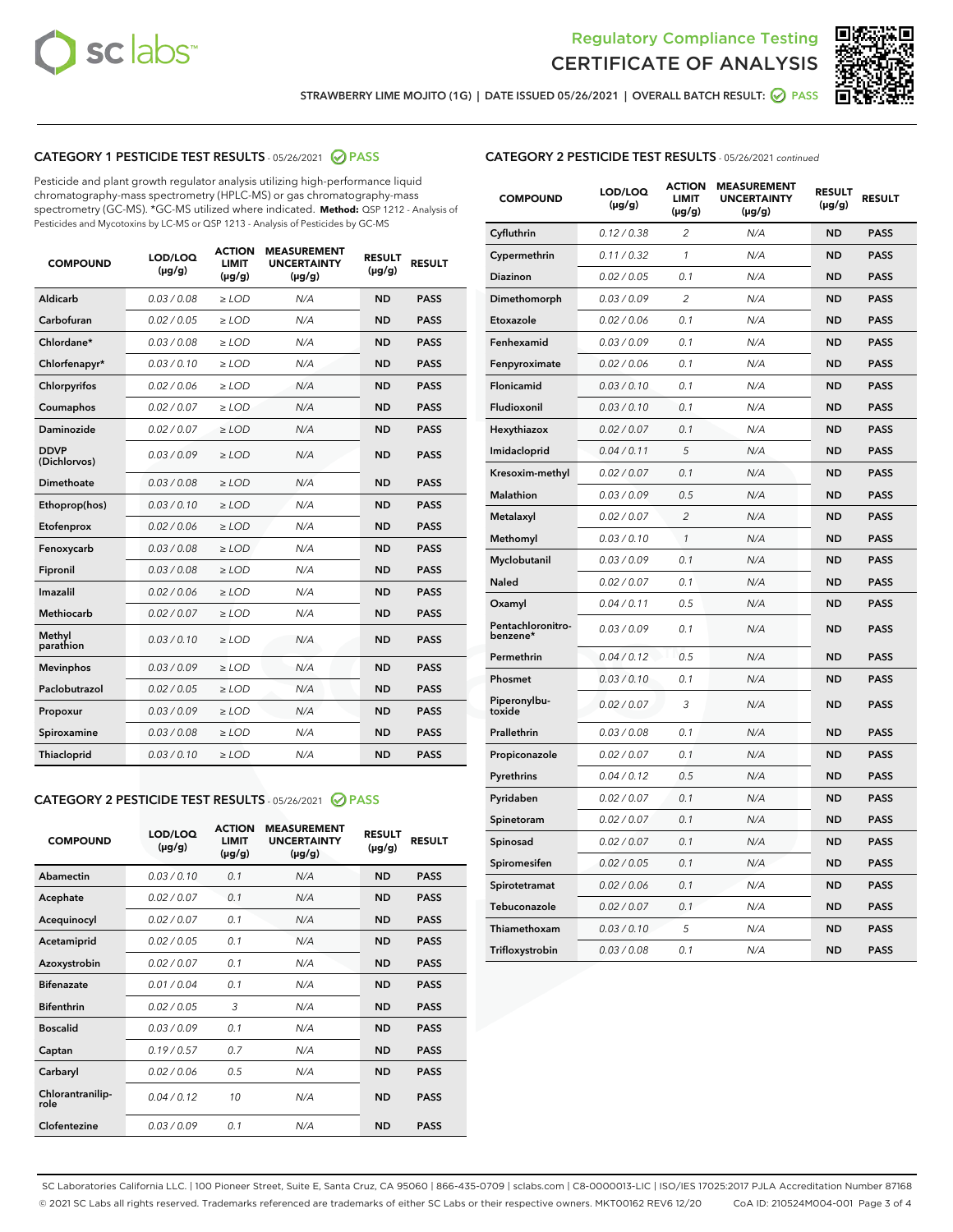# Regulatory Compliance Testing
# CERTIFICATE OF ANALYSIS

STRAWBERRY LIME MOJITO (1G) | DATE ISSUED 05/26/2021 | OVERALL BATCH RESULT: PASS

## CATEGORY 1 PESTICIDE TEST RESULTS - 05/26/2021 PASS

Pesticide and plant growth regulator analysis utilizing high-performance liquid chromatography-mass spectrometry (HPLC-MS) or gas chromatography-mass spectrometry (GC-MS). *GC-MS utilized where indicated. **Method:** QSP 1212 - Analysis of Pesticides and Mycotoxins by LC-MS or QSP 1213 - Analysis of Pesticides by GC-MS

| COMPOUND | LOD/LOQ (µg/g) | ACTION LIMIT (µg/g) | MEASUREMENT UNCERTAINTY (µg/g) | RESULT (µg/g) | RESULT |
|---|---|---|---|---|---|
| Aldicarb | 0.03 / 0.08 | ≥ LOD | N/A | ND | PASS |
| Carbofuran | 0.02 / 0.05 | ≥ LOD | N/A | ND | PASS |
| Chlordane* | 0.03 / 0.08 | ≥ LOD | N/A | ND | PASS |
| Chlorfenapyr* | 0.03 / 0.10 | ≥ LOD | N/A | ND | PASS |
| Chlorpyrifos | 0.02 / 0.06 | ≥ LOD | N/A | ND | PASS |
| Coumaphos | 0.02 / 0.07 | ≥ LOD | N/A | ND | PASS |
| Daminozide | 0.02 / 0.07 | ≥ LOD | N/A | ND | PASS |
| DDVP (Dichlorvos) | 0.03 / 0.09 | ≥ LOD | N/A | ND | PASS |
| Dimethoate | 0.03 / 0.08 | ≥ LOD | N/A | ND | PASS |
| Ethoprop(hos) | 0.03 / 0.10 | ≥ LOD | N/A | ND | PASS |
| Etofenprox | 0.02 / 0.06 | ≥ LOD | N/A | ND | PASS |
| Fenoxycarb | 0.03 / 0.08 | ≥ LOD | N/A | ND | PASS |
| Fipronil | 0.03 / 0.08 | ≥ LOD | N/A | ND | PASS |
| Imazalil | 0.02 / 0.06 | ≥ LOD | N/A | ND | PASS |
| Methiocarb | 0.02 / 0.07 | ≥ LOD | N/A | ND | PASS |
| Methyl parathion | 0.03 / 0.10 | ≥ LOD | N/A | ND | PASS |
| Mevinphos | 0.03 / 0.09 | ≥ LOD | N/A | ND | PASS |
| Paclobutrazol | 0.02 / 0.05 | ≥ LOD | N/A | ND | PASS |
| Propoxur | 0.03 / 0.09 | ≥ LOD | N/A | ND | PASS |
| Spiroxamine | 0.03 / 0.08 | ≥ LOD | N/A | ND | PASS |
| Thiacloprid | 0.03 / 0.10 | ≥ LOD | N/A | ND | PASS |

## CATEGORY 2 PESTICIDE TEST RESULTS - 05/26/2021 PASS

| COMPOUND | LOD/LOQ (µg/g) | ACTION LIMIT (µg/g) | MEASUREMENT UNCERTAINTY (µg/g) | RESULT (µg/g) | RESULT |
|---|---|---|---|---|---|
| Abamectin | 0.03 / 0.10 | 0.1 | N/A | ND | PASS |
| Acephate | 0.02 / 0.07 | 0.1 | N/A | ND | PASS |
| Acequinocyl | 0.02 / 0.07 | 0.1 | N/A | ND | PASS |
| Acetamiprid | 0.02 / 0.05 | 0.1 | N/A | ND | PASS |
| Azoxystrobin | 0.02 / 0.07 | 0.1 | N/A | ND | PASS |
| Bifenazate | 0.01 / 0.04 | 0.1 | N/A | ND | PASS |
| Bifenthrin | 0.02 / 0.05 | 3 | N/A | ND | PASS |
| Boscalid | 0.03 / 0.09 | 0.1 | N/A | ND | PASS |
| Captan | 0.19 / 0.57 | 0.7 | N/A | ND | PASS |
| Carbaryl | 0.02 / 0.06 | 0.5 | N/A | ND | PASS |
| Chlorantraniliprole | 0.04 / 0.12 | 10 | N/A | ND | PASS |
| Clofentezine | 0.03 / 0.09 | 0.1 | N/A | ND | PASS |
| Cyfluthrin | 0.12 / 0.38 | 2 | N/A | ND | PASS |
| Cypermethrin | 0.11 / 0.32 | 1 | N/A | ND | PASS |
| Diazinon | 0.02 / 0.05 | 0.1 | N/A | ND | PASS |
| Dimethomorph | 0.03 / 0.09 | 2 | N/A | ND | PASS |
| Etoxazole | 0.02 / 0.06 | 0.1 | N/A | ND | PASS |
| Fenhexamid | 0.03 / 0.09 | 0.1 | N/A | ND | PASS |
| Fenpyroximate | 0.02 / 0.06 | 0.1 | N/A | ND | PASS |
| Flonicamid | 0.03 / 0.10 | 0.1 | N/A | ND | PASS |
| Fludioxonil | 0.03 / 0.10 | 0.1 | N/A | ND | PASS |
| Hexythiazox | 0.02 / 0.07 | 0.1 | N/A | ND | PASS |
| Imidacloprid | 0.04 / 0.11 | 5 | N/A | ND | PASS |
| Kresoxim-methyl | 0.02 / 0.07 | 0.1 | N/A | ND | PASS |
| Malathion | 0.03 / 0.09 | 0.5 | N/A | ND | PASS |
| Metalaxyl | 0.02 / 0.07 | 2 | N/A | ND | PASS |
| Methomyl | 0.03 / 0.10 | 1 | N/A | ND | PASS |
| Myclobutanil | 0.03 / 0.09 | 0.1 | N/A | ND | PASS |
| Naled | 0.02 / 0.07 | 0.1 | N/A | ND | PASS |
| Oxamyl | 0.04 / 0.11 | 0.5 | N/A | ND | PASS |
| Pentachloronitrobenzene* | 0.03 / 0.09 | 0.1 | N/A | ND | PASS |
| Permethrin | 0.04 / 0.12 | 0.5 | N/A | ND | PASS |
| Phosmet | 0.03 / 0.10 | 0.1 | N/A | ND | PASS |
| Piperonylbutoxide | 0.02 / 0.07 | 3 | N/A | ND | PASS |
| Prallethrin | 0.03 / 0.08 | 0.1 | N/A | ND | PASS |
| Propiconazole | 0.02 / 0.07 | 0.1 | N/A | ND | PASS |
| Pyrethrins | 0.04 / 0.12 | 0.5 | N/A | ND | PASS |
| Pyridaben | 0.02 / 0.07 | 0.1 | N/A | ND | PASS |
| Spinetoram | 0.02 / 0.07 | 0.1 | N/A | ND | PASS |
| Spinosad | 0.02 / 0.07 | 0.1 | N/A | ND | PASS |
| Spiromesifen | 0.02 / 0.05 | 0.1 | N/A | ND | PASS |
| Spirotetramat | 0.02 / 0.06 | 0.1 | N/A | ND | PASS |
| Tebuconazole | 0.02 / 0.07 | 0.1 | N/A | ND | PASS |
| Thiamethoxam | 0.03 / 0.10 | 5 | N/A | ND | PASS |
| Trifloxystrobin | 0.03 / 0.08 | 0.1 | N/A | ND | PASS |

SC Laboratories California LLC. | 100 Pioneer Street, Suite E, Santa Cruz, CA 95060 | 866-435-0709 | sclabs.com | C8-0000013-LIC | ISO/IES 17025:2017 PJLA Accreditation Number 87168
© 2021 SC Labs all rights reserved. Trademarks referenced are trademarks of either SC Labs or their respective owners. MKT00162 REV6 12/20 CoA ID: 210524M004-001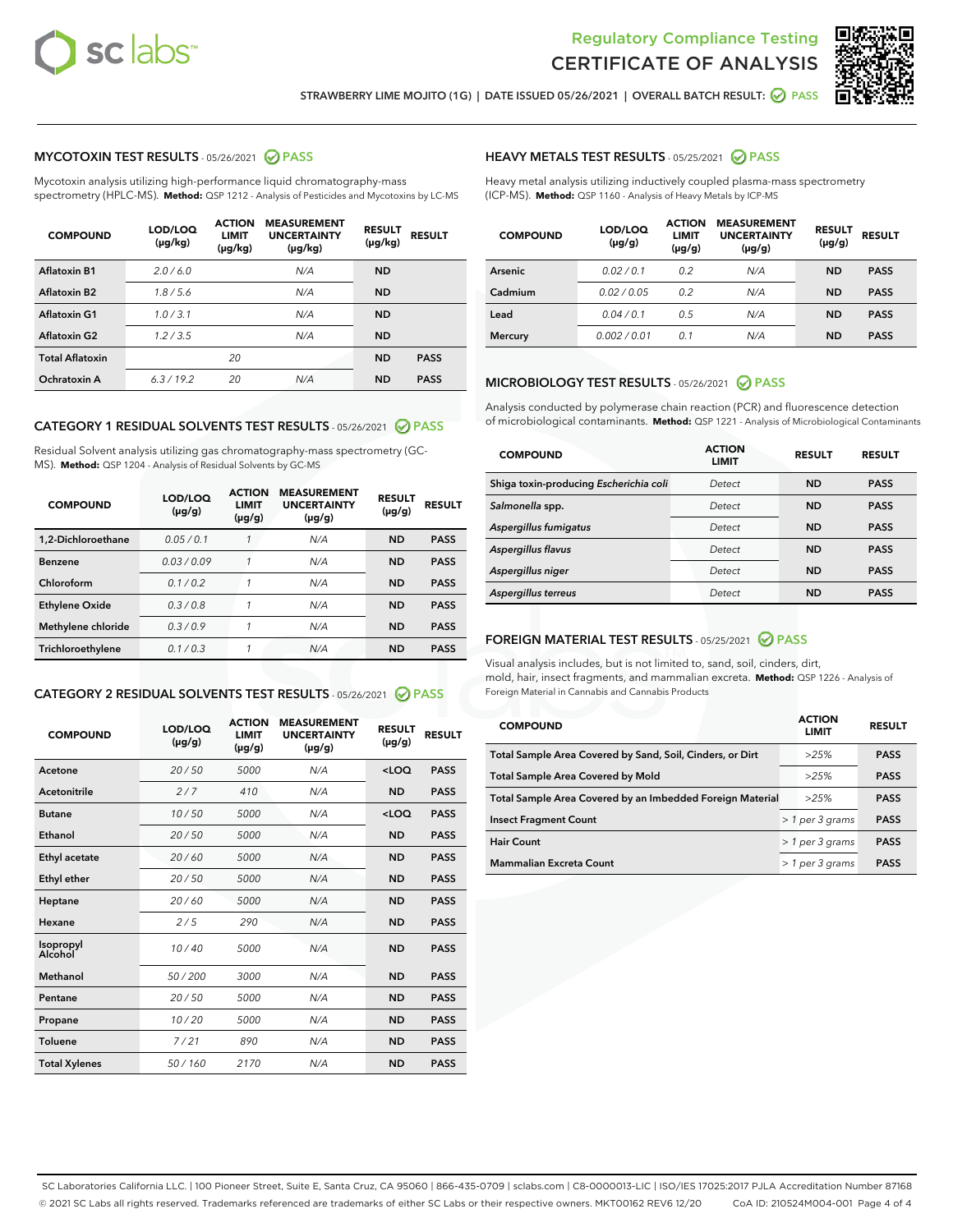Regulatory Compliance Testing

# CERTIFICATE OF ANALYSIS

STRAWBERRY LIME MOJITO (1G) | DATE ISSUED 05/26/2021 | OVERALL BATCH RESULT: PASS

## MYCOTOXIN TEST RESULTS - 05/26/2021 PASS

Mycotoxin analysis utilizing high-performance liquid chromatography-mass spectrometry (HPLC-MS). **Method:** QSP 1212 - Analysis of Pesticides and Mycotoxins by LC-MS

| COMPOUND | LOD/LOQ (µg/kg) | ACTION LIMIT (µg/kg) | MEASUREMENT UNCERTAINTY (µg/kg) | RESULT (µg/kg) | RESULT |
|---|---|---|---|---|---|
| Aflatoxin B1 | 2.0 / 6.0 | | N/A | ND | |
| Aflatoxin B2 | 1.8 / 5.6 | | N/A | ND | |
| Aflatoxin G1 | 1.0 / 3.1 | | N/A | ND | |
| Aflatoxin G2 | 1.2 / 3.5 | | N/A | ND | |
| Total Aflatoxin | | 20 | | ND | PASS |
| Ochratoxin A | 6.3 / 19.2 | 20 | N/A | ND | PASS |

## CATEGORY 1 RESIDUAL SOLVENTS TEST RESULTS - 05/26/2021 PASS

Residual Solvent analysis utilizing gas chromatography-mass spectrometry (GC-MS). **Method:** QSP 1204 - Analysis of Residual Solvents by GC-MS

| COMPOUND | LOD/LOQ (µg/g) | ACTION LIMIT (µg/g) | MEASUREMENT UNCERTAINTY (µg/g) | RESULT (µg/g) | RESULT |
|---|---|---|---|---|---|
| 1,2-Dichloroethane | 0.05 / 0.1 | 1 | N/A | ND | PASS |
| Benzene | 0.03 / 0.09 | 1 | N/A | ND | PASS |
| Chloroform | 0.1 / 0.2 | 1 | N/A | ND | PASS |
| Ethylene Oxide | 0.3 / 0.8 | 1 | N/A | ND | PASS |
| Methylene chloride | 0.3 / 0.9 | 1 | N/A | ND | PASS |
| Trichloroethylene | 0.1 / 0.3 | 1 | N/A | ND | PASS |

## CATEGORY 2 RESIDUAL SOLVENTS TEST RESULTS - 05/26/2021 PASS

| COMPOUND | LOD/LOQ (µg/g) | ACTION LIMIT (µg/g) | MEASUREMENT UNCERTAINTY (µg/g) | RESULT (µg/g) | RESULT |
|---|---|---|---|---|---|
| Acetone | 20 / 50 | 5000 | N/A | <LOQ | PASS |
| Acetonitrile | 2 / 7 | 410 | N/A | ND | PASS |
| Butane | 10 / 50 | 5000 | N/A | <LOQ | PASS |
| Ethanol | 20 / 50 | 5000 | N/A | ND | PASS |
| Ethyl acetate | 20 / 60 | 5000 | N/A | ND | PASS |
| Ethyl ether | 20 / 50 | 5000 | N/A | ND | PASS |
| Heptane | 20 / 60 | 5000 | N/A | ND | PASS |
| Hexane | 2 / 5 | 290 | N/A | ND | PASS |
| Isopropyl Alcohol | 10 / 40 | 5000 | N/A | ND | PASS |
| Methanol | 50 / 200 | 3000 | N/A | ND | PASS |
| Pentane | 20 / 50 | 5000 | N/A | ND | PASS |
| Propane | 10 / 20 | 5000 | N/A | ND | PASS |
| Toluene | 7 / 21 | 890 | N/A | ND | PASS |
| Total Xylenes | 50 / 160 | 2170 | N/A | ND | PASS |

## HEAVY METALS TEST RESULTS - 05/25/2021 PASS

Heavy metal analysis utilizing inductively coupled plasma-mass spectrometry (ICP-MS). **Method:** QSP 1160 - Analysis of Heavy Metals by ICP-MS

| COMPOUND | LOD/LOQ (µg/g) | ACTION LIMIT (µg/g) | MEASUREMENT UNCERTAINTY (µg/g) | RESULT (µg/g) | RESULT |
|---|---|---|---|---|---|
| Arsenic | 0.02 / 0.1 | 0.2 | N/A | ND | PASS |
| Cadmium | 0.02 / 0.05 | 0.2 | N/A | ND | PASS |
| Lead | 0.04 / 0.1 | 0.5 | N/A | ND | PASS |
| Mercury | 0.002 / 0.01 | 0.1 | N/A | ND | PASS |

## MICROBIOLOGY TEST RESULTS - 05/26/2021 PASS

Analysis conducted by polymerase chain reaction (PCR) and fluorescence detection of microbiological contaminants. **Method:** QSP 1221 - Analysis of Microbiological Contaminants

| COMPOUND | ACTION LIMIT | RESULT | RESULT |
|---|---|---|---|
| Shiga toxin-producing *Escherichia coli* | Detect | ND | PASS |
| *Salmonella* spp. | Detect | ND | PASS |
| *Aspergillus fumigatus* | Detect | ND | PASS |
| *Aspergillus flavus* | Detect | ND | PASS |
| *Aspergillus niger* | Detect | ND | PASS |
| *Aspergillus terreus* | Detect | ND | PASS |

## FOREIGN MATERIAL TEST RESULTS - 05/25/2021 PASS

Visual analysis includes, but is not limited to, sand, soil, cinders, dirt, mold, hair, insect fragments, and mammalian excreta. **Method:** QSP 1226 - Analysis of Foreign Material in Cannabis and Cannabis Products

| COMPOUND | ACTION LIMIT | RESULT |
|---|---|---|
| Total Sample Area Covered by Sand, Soil, Cinders, or Dirt | >25% | PASS |
| Total Sample Area Covered by Mold | >25% | PASS |
| Total Sample Area Covered by an Imbedded Foreign Material | >25% | PASS |
| Insect Fragment Count | > 1 per 3 grams | PASS |
| Hair Count | > 1 per 3 grams | PASS |
| Mammalian Excreta Count | > 1 per 3 grams | PASS |

SC Laboratories California LLC. | 100 Pioneer Street, Suite E, Santa Cruz, CA 95060 | 866-435-0709 | sclabs.com | C8-0000013-LIC | ISO/IES 17025:2017 PJLA Accreditation Number 87168
© 2021 SC Labs all rights reserved. Trademarks referenced are trademarks of either SC Labs or their respective owners. MKT00162 REV6 12/20 CoA ID: 210524M004-001